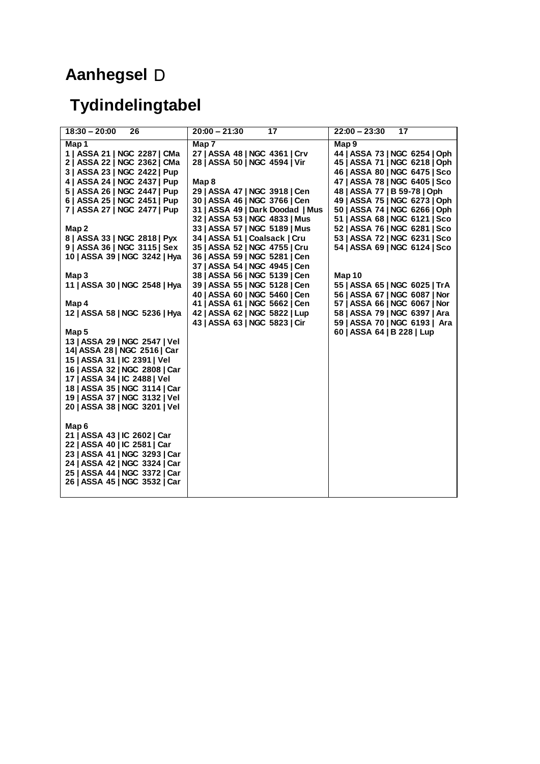# Aanhegsel D

## Tydindelingtabel

| 18:30 – 20:00 26 | 20:00 – 21:30 17 | 22:00 – 23:30 17 |
|---|---|---|
| Map 1<br>1 \| ASSA 21 \| NGC 2287 \| CMa<br>2 \| ASSA 22 \| NGC 2362 \| CMa<br>3 \| ASSA 23 \| NGC 2422 \| Pup<br>4 \| ASSA 24 \| NGC 2437 \| Pup<br>5 \| ASSA 26 \| NGC 2447 \| Pup<br>6 \| ASSA 25 \| NGC 2451 \| Pup<br>7 \| ASSA 27 \| NGC 2477 \| Pup<br><br>Map 2<br>8 \| ASSA 33 \| NGC 2818 \| Pyx<br>9 \| ASSA 36 \| NGC 3115 \| Sex<br>10 \| ASSA 39 \| NGC 3242 \| Hya<br><br>Map 3<br>11 \| ASSA 30 \| NGC 2548 \| Hya<br><br>Map 4<br>12 \| ASSA 58 \| NGC 5236 \| Hya<br><br>Map 5<br>13 \| ASSA 29 \| NGC 2547 \| Vel<br>14\| ASSA 28 \| NGC 2516 \| Car<br>15 \| ASSA 31 \| IC 2391 \| Vel<br>16 \| ASSA 32 \| NGC 2808 \| Car<br>17 \| ASSA 34 \| IC 2488 \| Vel<br>18 \| ASSA 35 \| NGC 3114 \| Car<br>19 \| ASSA 37 \| NGC 3132 \| Vel<br>20 \| ASSA 38 \| NGC 3201 \| Vel<br><br>Map 6<br>21 \| ASSA 43 \| IC 2602 \| Car<br>22 \| ASSA 40 \| IC 2581 \| Car<br>23 \| ASSA 41 \| NGC 3293 \| Car<br>24 \| ASSA 42 \| NGC 3324 \| Car<br>25 \| ASSA 44 \| NGC 3372 \| Car<br>26 \| ASSA 45 \| NGC 3532 \| Car | Map 7<br>27 \| ASSA 48 \| NGC 4361 \| Crv<br>28 \| ASSA 50 \| NGC 4594 \| Vir<br><br>Map 8<br>29 \| ASSA 47 \| NGC 3918 \| Cen<br>30 \| ASSA 46 \| NGC 3766 \| Cen<br>31 \| ASSA 49 \| Dark Doodad \| Mus<br>32 \| ASSA 53 \| NGC 4833 \| Mus<br>33 \| ASSA 57 \| NGC 5189 \| Mus<br>34 \| ASSA 51 \| Coalsack \| Cru<br>35 \| ASSA 52 \| NGC 4755 \| Cru<br>36 \| ASSA 59 \| NGC 5281 \| Cen<br>37 \| ASSA 54 \| NGC 4945 \| Cen<br>38 \| ASSA 56 \| NGC 5139 \| Cen<br>39 \| ASSA 55 \| NGC 5128 \| Cen<br>40 \| ASSA 60 \| NGC 5460 \| Cen<br>41 \| ASSA 61 \| NGC 5662 \| Cen<br>42 \| ASSA 62 \| NGC 5822 \| Lup<br>43 \| ASSA 63 \| NGC 5823 \| Cir | Map 9<br>44 \| ASSA 73 \| NGC 6254 \| Oph<br>45 \| ASSA 71 \| NGC 6218 \| Oph<br>46 \| ASSA 80 \| NGC 6475 \| Sco<br>47 \| ASSA 78 \| NGC 6405 \| Sco<br>48 \| ASSA 77 \| B 59-78 \| Oph<br>49 \| ASSA 75 \| NGC 6273 \| Oph<br>50 \| ASSA 74 \| NGC 6266 \| Oph<br>51 \| ASSA 68 \| NGC 6121 \| Sco<br>52 \| ASSA 76 \| NGC 6281 \| Sco<br>53 \| ASSA 72 \| NGC 6231 \| Sco<br>54 \| ASSA 69 \| NGC 6124 \| Sco<br><br>Map 10<br>55 \| ASSA 65 \| NGC 6025 \| TrA<br>56 \| ASSA 67 \| NGC 6087 \| Nor<br>57 \| ASSA 66 \| NGC 6067 \| Nor<br>58 \| ASSA 79 \| NGC 6397 \| Ara<br>59 \| ASSA 70 \| NGC 6193 \| Ara<br>60 \| ASSA 64 \| B 228 \| Lup |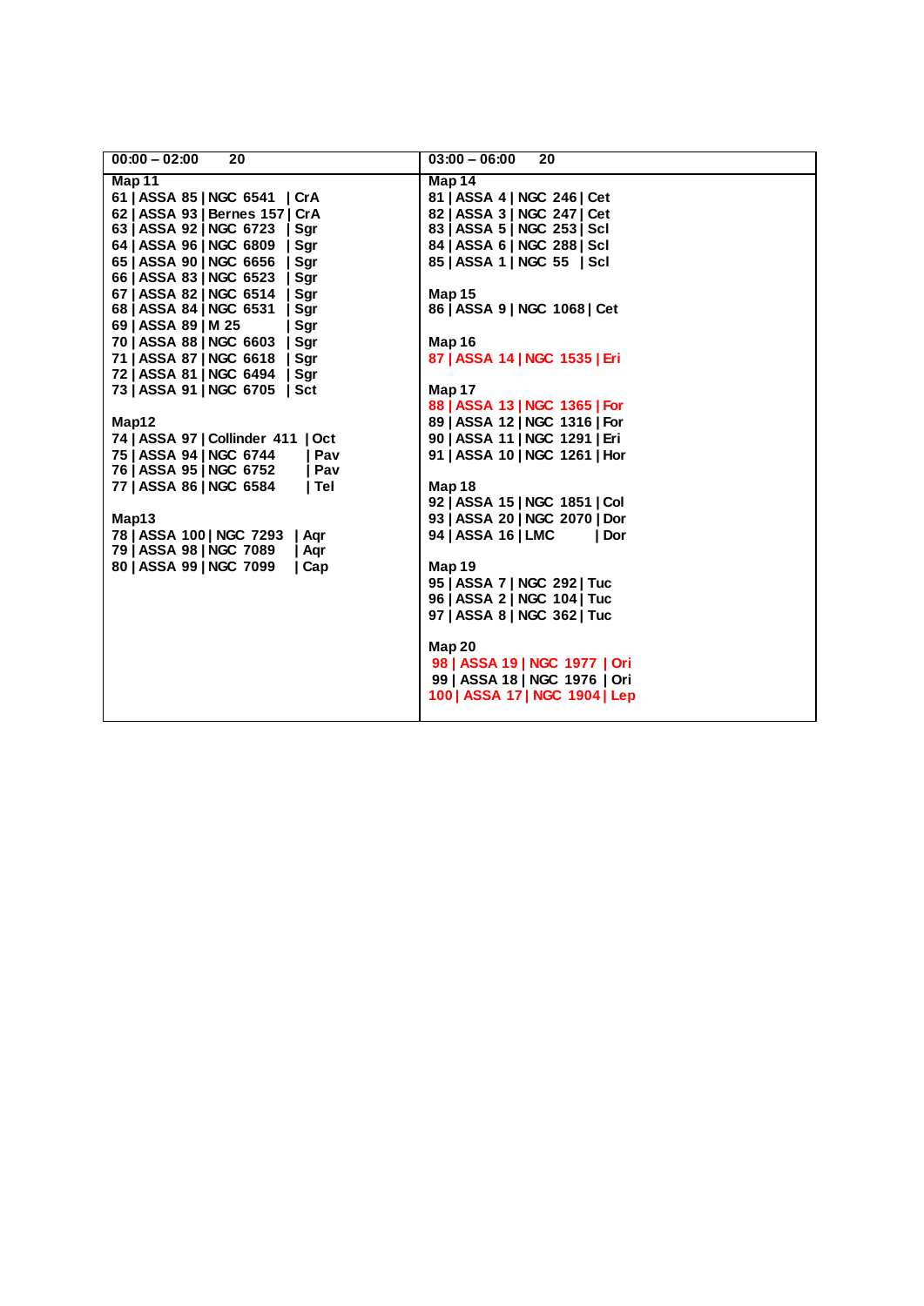| 00:00 – 02:00 20 | 03:00 – 06:00 20 |
|---|---|
| **Map 11** | **Map 14** |
| 61 \| ASSA 85 \| NGC 6541 \| CrA | 81 \| ASSA 4 \| NGC 246 \| Cet |
| 62 \| ASSA 93 \| Bernes 157 \| CrA | 82 \| ASSA 3 \| NGC 247 \| Cet |
| 63 \| ASSA 92 \| NGC 6723 \| Sgr | 83 \| ASSA 5 \| NGC 253 \| Scl |
| 64 \| ASSA 96 \| NGC 6809 \| Sgr | 84 \| ASSA 6 \| NGC 288 \| Scl |
| 65 \| ASSA 90 \| NGC 6656 \| Sgr | 85 \| ASSA 1 \| NGC 55 \| Scl |
| 66 \| ASSA 83 \| NGC 6523 \| Sgr | |
| 67 \| ASSA 82 \| NGC 6514 \| Sgr | **Map 15** |
| 68 \| ASSA 84 \| NGC 6531 \| Sgr | 86 \| ASSA 9 \| NGC 1068 \| Cet |
| 69 \| ASSA 89 \| M 25 \| Sgr | |
| 70 \| ASSA 88 \| NGC 6603 \| Sgr | **Map 16** |
| 71 \| ASSA 87 \| NGC 6618 \| Sgr | 87 \| ASSA 14 \| NGC 1535 \| Eri |
| 72 \| ASSA 81 \| NGC 6494 \| Sgr | |
| 73 \| ASSA 91 \| NGC 6705 \| Sct | **Map 17** |
| | 88 \| ASSA 13 \| NGC 1365 \| For |
| **Map12** | 89 \| ASSA 12 \| NGC 1316 \| For |
| 74 \| ASSA 97 \| Collinder 411 \| Oct | 90 \| ASSA 11 \| NGC 1291 \| Eri |
| 75 \| ASSA 94 \| NGC 6744 \| Pav | 91 \| ASSA 10 \| NGC 1261 \| Hor |
| 76 \| ASSA 95 \| NGC 6752 \| Pav | |
| 77 \| ASSA 86 \| NGC 6584 \| Tel | **Map 18** |
| | 92 \| ASSA 15 \| NGC 1851 \| Col |
| **Map13** | 93 \| ASSA 20 \| NGC 2070 \| Dor |
| 78 \| ASSA 100 \| NGC 7293 \| Aqr | 94 \| ASSA 16 \| LMC \| Dor |
| 79 \| ASSA 98 \| NGC 7089 \| Aqr | |
| 80 \| ASSA 99 \| NGC 7099 \| Cap | **Map 19** |
| | 95 \| ASSA 7 \| NGC 292 \| Tuc |
| | 96 \| ASSA 2 \| NGC 104 \| Tuc |
| | 97 \| ASSA 8 \| NGC 362 \| Tuc |
| | |
| | **Map 20** |
| | 98 \| ASSA 19 \| NGC 1977 \| Ori |
| | 99 \| ASSA 18 \| NGC 1976 \| Ori |
| | 100 \| ASSA 17 \| NGC 1904 \| Lep |